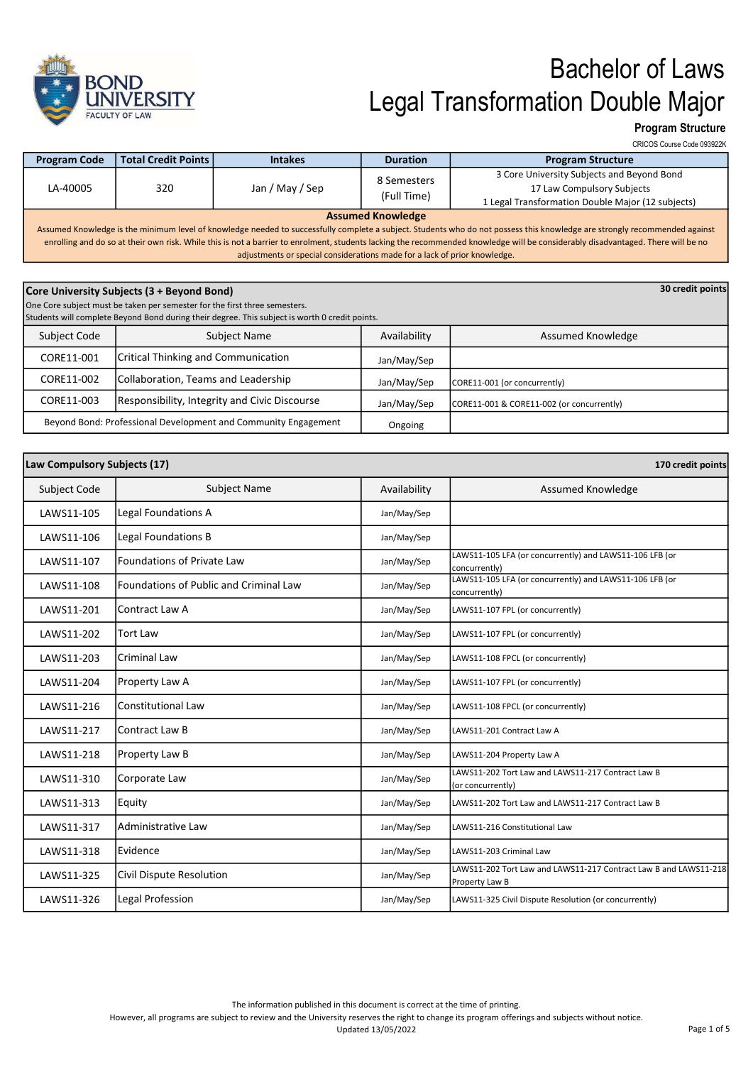# Bachelor of Laws
# Legal Transformation Double Major

**Program Structure**

CRICOS Course Code 093922K

| Program Code | Total Credit Points | Intakes | Duration | Program Structure |
|---|---|---|---|---|
| LA-40005 | 320 | Jan / May / Sep | 8 Semesters (Full Time) | 3 Core University Subjects and Beyond Bond<br>17 Law Compulsory Subjects<br>1 Legal Transformation Double Major (12 subjects) |

**Assumed Knowledge**

Assumed Knowledge is the minimum level of knowledge needed to successfully complete a subject. Students who do not possess this knowledge are strongly recommended against enrolling and do so at their own risk. While this is not a barrier to enrolment, students lacking the recommended knowledge will be considerably disadvantaged. There will be no adjustments or special considerations made for a lack of prior knowledge.

## Core University Subjects (3 + Beyond Bond)

**30 credit points**

One Core subject must be taken per semester for the first three semesters.
Students will complete Beyond Bond during their degree. This subject is worth 0 credit points.

| Subject Code | Subject Name | Availability | Assumed Knowledge |
|---|---|---|---|
| CORE11-001 | Critical Thinking and Communication | Jan/May/Sep | |
| CORE11-002 | Collaboration, Teams and Leadership | Jan/May/Sep | CORE11-001 (or concurrently) |
| CORE11-003 | Responsibility, Integrity and Civic Discourse | Jan/May/Sep | CORE11-001 & CORE11-002 (or concurrently) |
| Beyond Bond: Professional Development and Community Engagement | | Ongoing | |

## Law Compulsory Subjects (17)

**170 credit points**

| Subject Code | Subject Name | Availability | Assumed Knowledge |
|---|---|---|---|
| LAWS11-105 | Legal Foundations A | Jan/May/Sep | |
| LAWS11-106 | Legal Foundations B | Jan/May/Sep | |
| LAWS11-107 | Foundations of Private Law | Jan/May/Sep | LAWS11-105 LFA (or concurrently) and LAWS11-106 LFB (or concurrently) |
| LAWS11-108 | Foundations of Public and Criminal Law | Jan/May/Sep | LAWS11-105 LFA (or concurrently) and LAWS11-106 LFB (or concurrently) |
| LAWS11-201 | Contract Law A | Jan/May/Sep | LAWS11-107 FPL (or concurrently) |
| LAWS11-202 | Tort Law | Jan/May/Sep | LAWS11-107 FPL (or concurrently) |
| LAWS11-203 | Criminal Law | Jan/May/Sep | LAWS11-108 FPCL (or concurrently) |
| LAWS11-204 | Property Law A | Jan/May/Sep | LAWS11-107 FPL (or concurrently) |
| LAWS11-216 | Constitutional Law | Jan/May/Sep | LAWS11-108 FPCL (or concurrently) |
| LAWS11-217 | Contract Law B | Jan/May/Sep | LAWS11-201 Contract Law A |
| LAWS11-218 | Property Law B | Jan/May/Sep | LAWS11-204 Property Law A |
| LAWS11-310 | Corporate Law | Jan/May/Sep | LAWS11-202 Tort Law and LAWS11-217 Contract Law B (or concurrently) |
| LAWS11-313 | Equity | Jan/May/Sep | LAWS11-202 Tort Law and LAWS11-217 Contract Law B |
| LAWS11-317 | Administrative Law | Jan/May/Sep | LAWS11-216 Constitutional Law |
| LAWS11-318 | Evidence | Jan/May/Sep | LAWS11-203 Criminal Law |
| LAWS11-325 | Civil Dispute Resolution | Jan/May/Sep | LAWS11-202 Tort Law and LAWS11-217 Contract Law B and LAWS11-218 Property Law B |
| LAWS11-326 | Legal Profession | Jan/May/Sep | LAWS11-325 Civil Dispute Resolution (or concurrently) |

The information published in this document is correct at the time of printing.
However, all programs are subject to review and the University reserves the right to change its program offerings and subjects without notice.
Updated 13/05/2022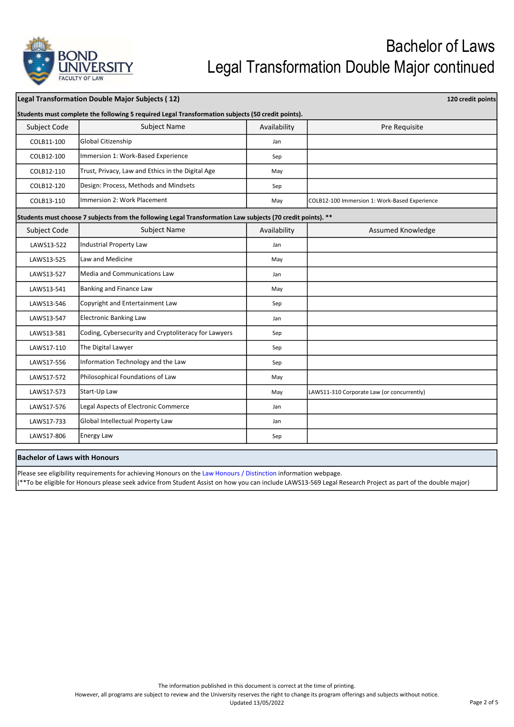# Bachelor of Laws
## Legal Transformation Double Major continued

**Legal Transformation Double Major Subjects ( 12)** — **120 credit points**

**Students must complete the following 5 required Legal Transformation subjects (50 credit points).**

| Subject Code | Subject Name | Availability | Pre Requisite |
|---|---|---|---|
| COLB11-100 | Global Citizenship | Jan | |
| COLB12-100 | Immersion 1: Work-Based Experience | Sep | |
| COLB12-110 | Trust, Privacy, Law and Ethics in the Digital Age | May | |
| COLB12-120 | Design: Process, Methods and Mindsets | Sep | |
| COLB13-110 | Immersion 2: Work Placement | May | COLB12-100 Immersion 1: Work-Based Experience |

**Students must choose 7 subjects from the following Legal Transformation Law subjects (70 credit points). \*\***

| Subject Code | Subject Name | Availability | Assumed Knowledge |
|---|---|---|---|
| LAWS13-522 | Industrial Property Law | Jan | |
| LAWS13-525 | Law and Medicine | May | |
| LAWS13-527 | Media and Communications Law | Jan | |
| LAWS13-541 | Banking and Finance Law | May | |
| LAWS13-546 | Copyright and Entertainment Law | Sep | |
| LAWS13-547 | Electronic Banking Law | Jan | |
| LAWS13-581 | Coding, Cybersecurity and Cryptoliteracy for Lawyers | Sep | |
| LAWS17-110 | The Digital Lawyer | Sep | |
| LAWS17-556 | Information Technology and the Law | Sep | |
| LAWS17-572 | Philosophical Foundations of Law | May | |
| LAWS17-573 | Start-Up Law | May | LAWS11-310 Corporate Law (or concurrently) |
| LAWS17-576 | Legal Aspects of Electronic Commerce | Jan | |
| LAWS17-733 | Global Intellectual Property Law | Jan | |
| LAWS17-806 | Energy Law | Sep | |

**Bachelor of Laws with Honours**

Please see eligibility requirements for achieving Honours on the Law Honours / Distinction information webpage.
(**To be eligible for Honours please seek advice from Student Assist on how you can include LAWS13-569 Legal Research Project as part of the double major)

The information published in this document is correct at the time of printing.
However, all programs are subject to review and the University reserves the right to change its program offerings and subjects without notice.
Updated 13/05/2022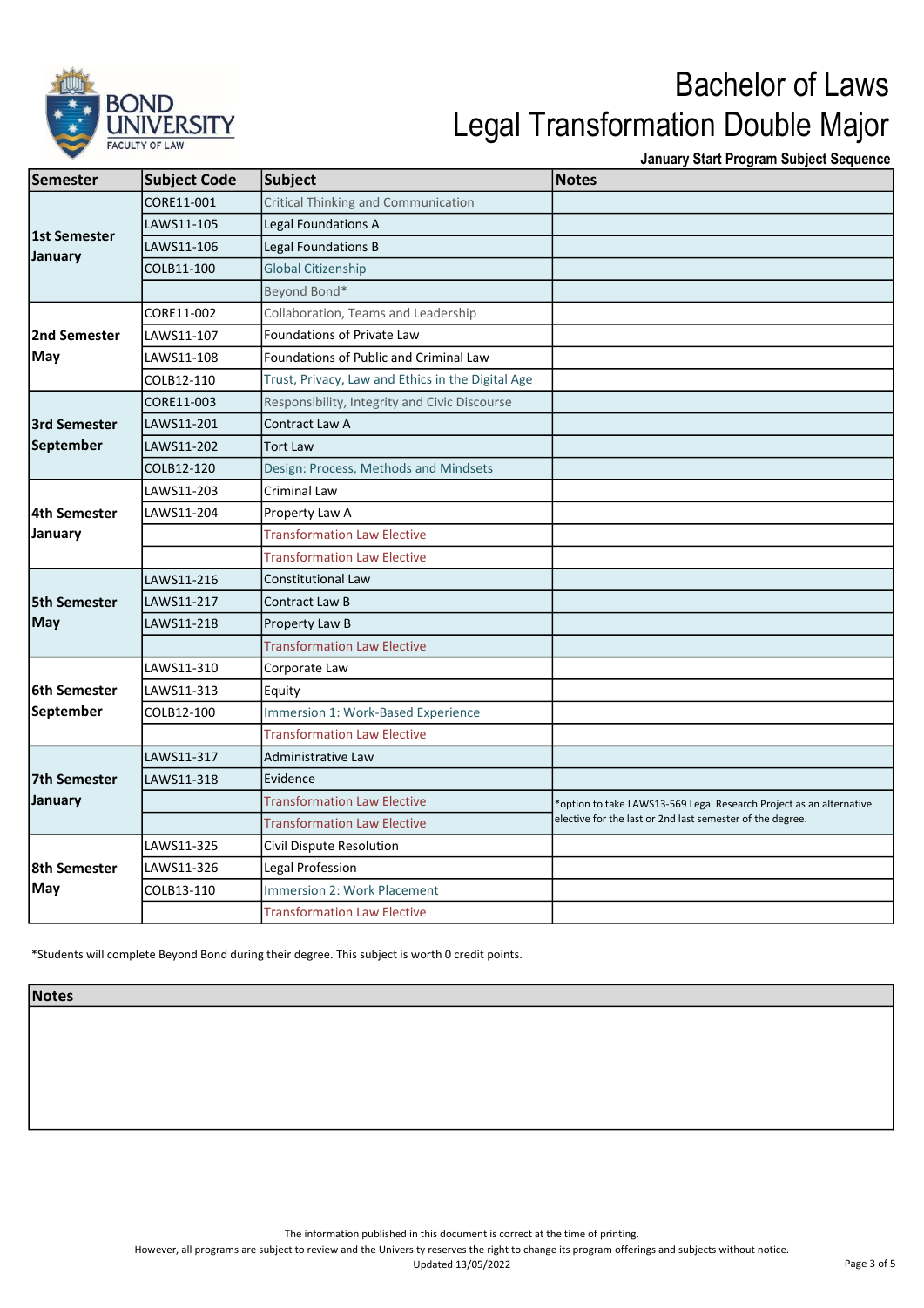# Bachelor of Laws
# Legal Transformation Double Major

**January Start Program Subject Sequence**

| Semester | Subject Code | Subject | Notes |
|---|---|---|---|
| 1st Semester January | CORE11-001 | Critical Thinking and Communication | |
| | LAWS11-105 | Legal Foundations A | |
| | LAWS11-106 | Legal Foundations B | |
| | COLB11-100 | Global Citizenship | |
| | | Beyond Bond* | |
| 2nd Semester May | CORE11-002 | Collaboration, Teams and Leadership | |
| | LAWS11-107 | Foundations of Private Law | |
| | LAWS11-108 | Foundations of Public and Criminal Law | |
| | COLB12-110 | Trust, Privacy, Law and Ethics in the Digital Age | |
| 3rd Semester September | CORE11-003 | Responsibility, Integrity and Civic Discourse | |
| | LAWS11-201 | Contract Law A | |
| | LAWS11-202 | Tort Law | |
| | COLB12-120 | Design: Process, Methods and Mindsets | |
| 4th Semester January | LAWS11-203 | Criminal Law | |
| | LAWS11-204 | Property Law A | |
| | | Transformation Law Elective | |
| | | Transformation Law Elective | |
| 5th Semester May | LAWS11-216 | Constitutional Law | |
| | LAWS11-217 | Contract Law B | |
| | LAWS11-218 | Property Law B | |
| | | Transformation Law Elective | |
| 6th Semester September | LAWS11-310 | Corporate Law | |
| | LAWS11-313 | Equity | |
| | COLB12-100 | Immersion 1: Work-Based Experience | |
| | | Transformation Law Elective | |
| 7th Semester January | LAWS11-317 | Administrative Law | |
| | LAWS11-318 | Evidence | |
| | | Transformation Law Elective | *option to take LAWS13-569 Legal Research Project as an alternative elective for the last or 2nd last semester of the degree. |
| | | Transformation Law Elective | |
| 8th Semester May | LAWS11-325 | Civil Dispute Resolution | |
| | LAWS11-326 | Legal Profession | |
| | COLB13-110 | Immersion 2: Work Placement | |
| | | Transformation Law Elective | |

*Students will complete Beyond Bond during their degree. This subject is worth 0 credit points.

| Notes |
|---|
| |

The information published in this document is correct at the time of printing.
However, all programs are subject to review and the University reserves the right to change its program offerings and subjects without notice.
Updated 13/05/2022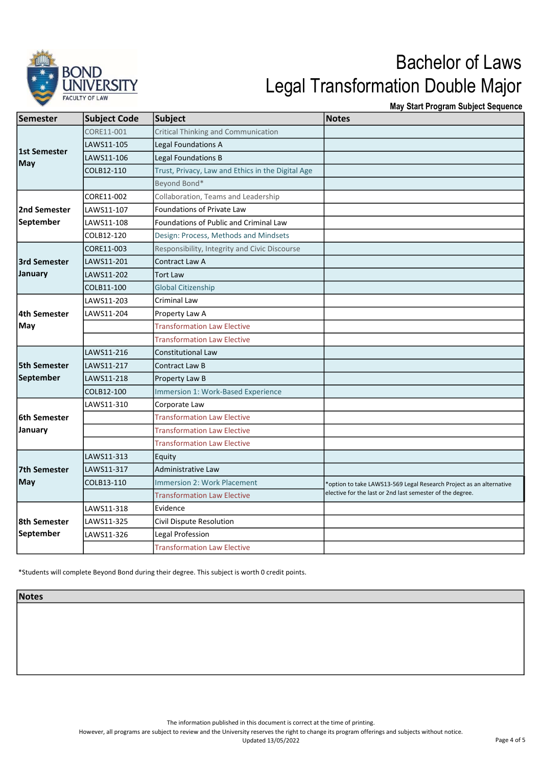# Bachelor of Laws
# Legal Transformation Double Major

**May Start Program Subject Sequence**

| Semester | Subject Code | Subject | Notes |
|---|---|---|---|
| 1st Semester May | CORE11-001 | Critical Thinking and Communication | |
| | LAWS11-105 | Legal Foundations A | |
| | LAWS11-106 | Legal Foundations B | |
| | COLB12-110 | Trust, Privacy, Law and Ethics in the Digital Age | |
| | | Beyond Bond* | |
| 2nd Semester September | CORE11-002 | Collaboration, Teams and Leadership | |
| | LAWS11-107 | Foundations of Private Law | |
| | LAWS11-108 | Foundations of Public and Criminal Law | |
| | COLB12-120 | Design: Process, Methods and Mindsets | |
| 3rd Semester January | CORE11-003 | Responsibility, Integrity and Civic Discourse | |
| | LAWS11-201 | Contract Law A | |
| | LAWS11-202 | Tort Law | |
| | COLB11-100 | Global Citizenship | |
| 4th Semester May | LAWS11-203 | Criminal Law | |
| | LAWS11-204 | Property Law A | |
| | | Transformation Law Elective | |
| | | Transformation Law Elective | |
| 5th Semester September | LAWS11-216 | Constitutional Law | |
| | LAWS11-217 | Contract Law B | |
| | LAWS11-218 | Property Law B | |
| | COLB12-100 | Immersion 1: Work-Based Experience | |
| 6th Semester January | LAWS11-310 | Corporate Law | |
| | | Transformation Law Elective | |
| | | Transformation Law Elective | |
| | | Transformation Law Elective | |
| 7th Semester May | LAWS11-313 | Equity | |
| | LAWS11-317 | Administrative Law | |
| | COLB13-110 | Immersion 2: Work Placement | *option to take LAWS13-569 Legal Research Project as an alternative elective for the last or 2nd last semester of the degree. |
| | | Transformation Law Elective | |
| 8th Semester September | LAWS11-318 | Evidence | |
| | LAWS11-325 | Civil Dispute Resolution | |
| | LAWS11-326 | Legal Profession | |
| | | Transformation Law Elective | |

*Students will complete Beyond Bond during their degree. This subject is worth 0 credit points.

| Notes |
|---|
| |

The information published in this document is correct at the time of printing.
However, all programs are subject to review and the University reserves the right to change its program offerings and subjects without notice.
Updated 13/05/2022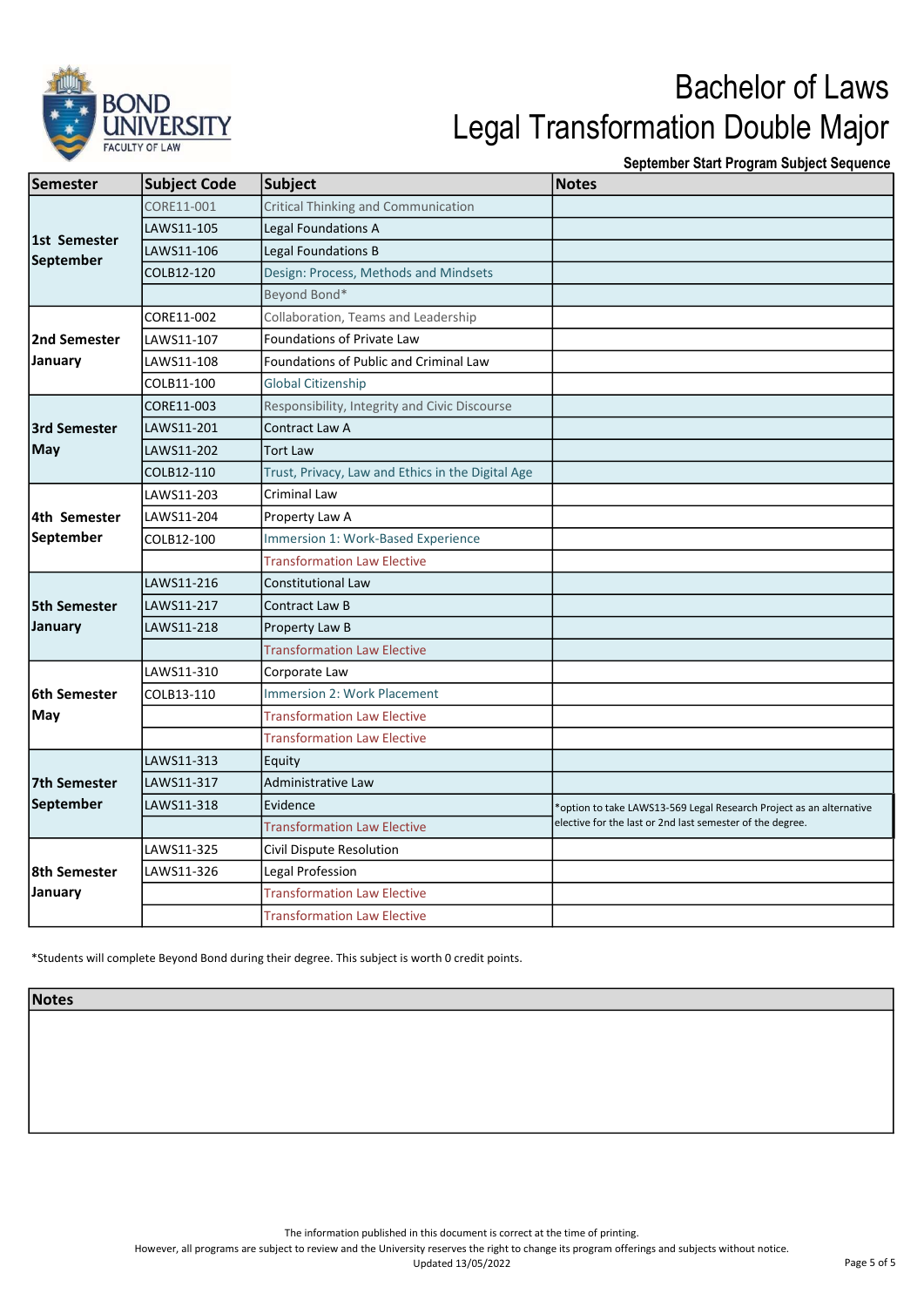BOND UNIVERSITY
FACULTY OF LAW

# Bachelor of Laws
# Legal Transformation Double Major

**September Start Program Subject Sequence**

| Semester | Subject Code | Subject | Notes |
|---|---|---|---|
| **1st Semester September** | CORE11-001 | Critical Thinking and Communication | |
| | LAWS11-105 | Legal Foundations A | |
| | LAWS11-106 | Legal Foundations B | |
| | COLB12-120 | Design: Process, Methods and Mindsets | |
| | | Beyond Bond* | |
| **2nd Semester January** | CORE11-002 | Collaboration, Teams and Leadership | |
| | LAWS11-107 | Foundations of Private Law | |
| | LAWS11-108 | Foundations of Public and Criminal Law | |
| | COLB11-100 | Global Citizenship | |
| **3rd Semester May** | CORE11-003 | Responsibility, Integrity and Civic Discourse | |
| | LAWS11-201 | Contract Law A | |
| | LAWS11-202 | Tort Law | |
| | COLB12-110 | Trust, Privacy, Law and Ethics in the Digital Age | |
| **4th Semester September** | LAWS11-203 | Criminal Law | |
| | LAWS11-204 | Property Law A | |
| | COLB12-100 | Immersion 1: Work-Based Experience | |
| | | Transformation Law Elective | |
| **5th Semester January** | LAWS11-216 | Constitutional Law | |
| | LAWS11-217 | Contract Law B | |
| | LAWS11-218 | Property Law B | |
| | | Transformation Law Elective | |
| **6th Semester May** | LAWS11-310 | Corporate Law | |
| | COLB13-110 | Immersion 2: Work Placement | |
| | | Transformation Law Elective | |
| | | Transformation Law Elective | |
| **7th Semester September** | LAWS11-313 | Equity | |
| | LAWS11-317 | Administrative Law | |
| | LAWS11-318 | Evidence | *option to take LAWS13-569 Legal Research Project as an alternative elective for the last or 2nd last semester of the degree. |
| | | Transformation Law Elective | |
| **8th Semester January** | LAWS11-325 | Civil Dispute Resolution | |
| | LAWS11-326 | Legal Profession | |
| | | Transformation Law Elective | |
| | | Transformation Law Elective | |

*Students will complete Beyond Bond during their degree. This subject is worth 0 credit points.

| Notes |
|---|
| |

The information published in this document is correct at the time of printing.
However, all programs are subject to review and the University reserves the right to change its program offerings and subjects without notice.
Updated 13/05/2022